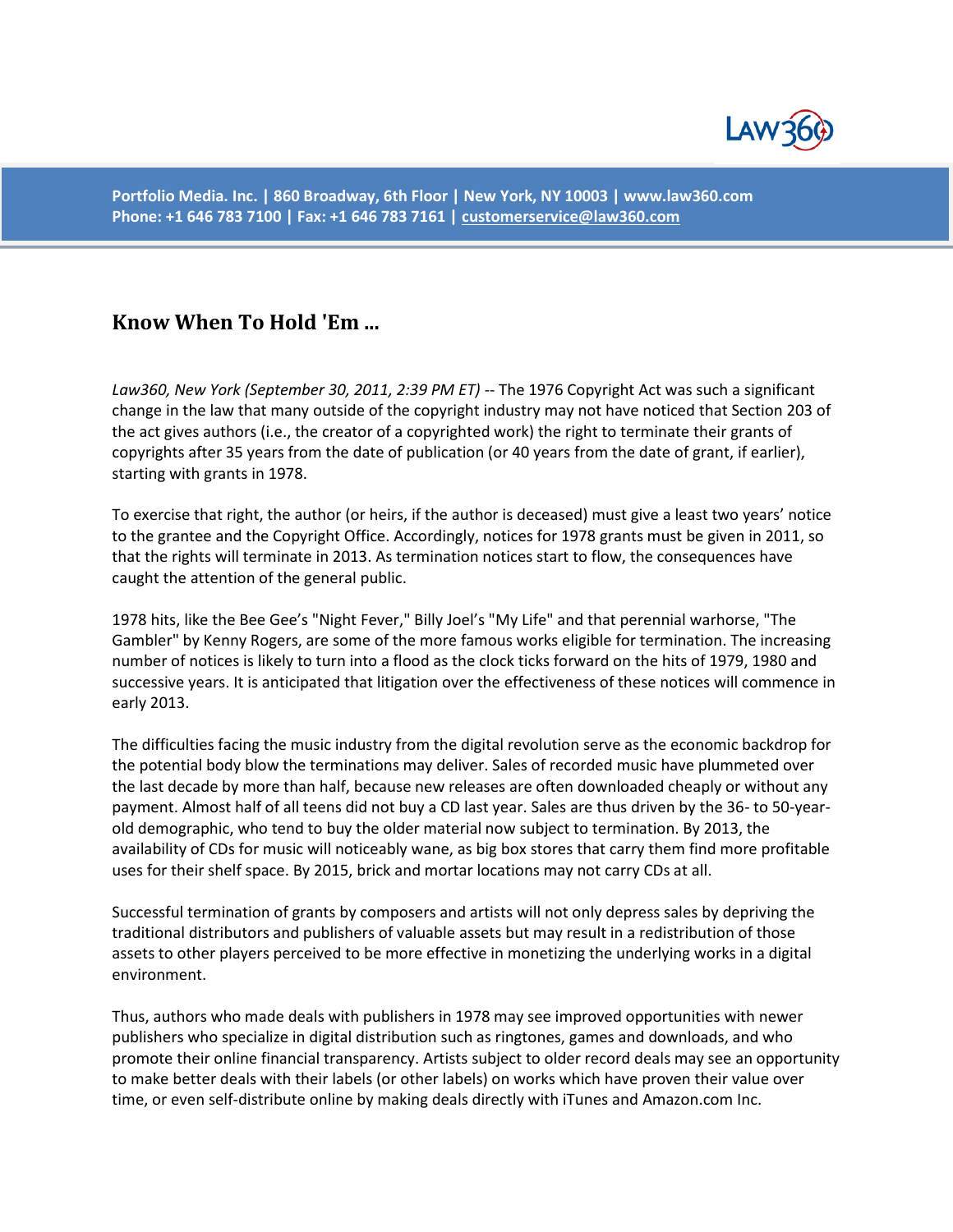Portfolio Media. Inc. | 860 Broadway, 6th Floor | New York, NY 10003 | www.law360.com
Phone: +1 646 783 7100 | Fax: +1 646 783 7161 | customerservice@law360.com

## Know When To Hold 'Em ...

*Law360, New York (September 30, 2011, 2:39 PM ET)* -- The 1976 Copyright Act was such a significant change in the law that many outside of the copyright industry may not have noticed that Section 203 of the act gives authors (i.e., the creator of a copyrighted work) the right to terminate their grants of copyrights after 35 years from the date of publication (or 40 years from the date of grant, if earlier), starting with grants in 1978.

To exercise that right, the author (or heirs, if the author is deceased) must give a least two years' notice to the grantee and the Copyright Office. Accordingly, notices for 1978 grants must be given in 2011, so that the rights will terminate in 2013. As termination notices start to flow, the consequences have caught the attention of the general public.

1978 hits, like the Bee Gee's "Night Fever," Billy Joel's "My Life" and that perennial warhorse, "The Gambler" by Kenny Rogers, are some of the more famous works eligible for termination. The increasing number of notices is likely to turn into a flood as the clock ticks forward on the hits of 1979, 1980 and successive years. It is anticipated that litigation over the effectiveness of these notices will commence in early 2013.

The difficulties facing the music industry from the digital revolution serve as the economic backdrop for the potential body blow the terminations may deliver. Sales of recorded music have plummeted over the last decade by more than half, because new releases are often downloaded cheaply or without any payment. Almost half of all teens did not buy a CD last year. Sales are thus driven by the 36- to 50-year-old demographic, who tend to buy the older material now subject to termination. By 2013, the availability of CDs for music will noticeably wane, as big box stores that carry them find more profitable uses for their shelf space. By 2015, brick and mortar locations may not carry CDs at all.

Successful termination of grants by composers and artists will not only depress sales by depriving the traditional distributors and publishers of valuable assets but may result in a redistribution of those assets to other players perceived to be more effective in monetizing the underlying works in a digital environment.

Thus, authors who made deals with publishers in 1978 may see improved opportunities with newer publishers who specialize in digital distribution such as ringtones, games and downloads, and who promote their online financial transparency. Artists subject to older record deals may see an opportunity to make better deals with their labels (or other labels) on works which have proven their value over time, or even self-distribute online by making deals directly with iTunes and Amazon.com Inc.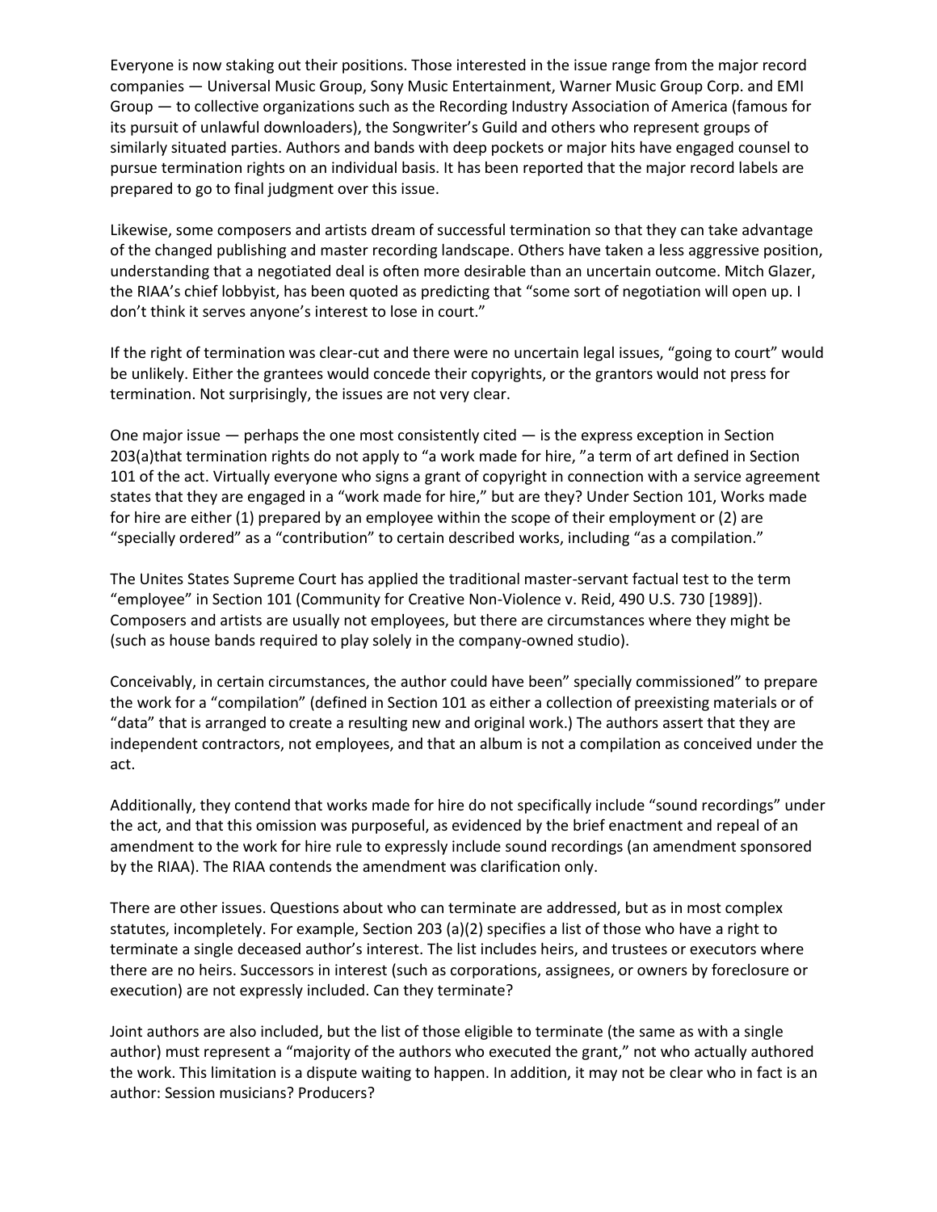Everyone is now staking out their positions. Those interested in the issue range from the major record companies — Universal Music Group, Sony Music Entertainment, Warner Music Group Corp. and EMI Group — to collective organizations such as the Recording Industry Association of America (famous for its pursuit of unlawful downloaders), the Songwriter's Guild and others who represent groups of similarly situated parties. Authors and bands with deep pockets or major hits have engaged counsel to pursue termination rights on an individual basis. It has been reported that the major record labels are prepared to go to final judgment over this issue.

Likewise, some composers and artists dream of successful termination so that they can take advantage of the changed publishing and master recording landscape. Others have taken a less aggressive position, understanding that a negotiated deal is often more desirable than an uncertain outcome. Mitch Glazer, the RIAA's chief lobbyist, has been quoted as predicting that "some sort of negotiation will open up. I don't think it serves anyone's interest to lose in court."

If the right of termination was clear-cut and there were no uncertain legal issues, "going to court" would be unlikely. Either the grantees would concede their copyrights, or the grantors would not press for termination. Not surprisingly, the issues are not very clear.

One major issue — perhaps the one most consistently cited — is the express exception in Section 203(a)that termination rights do not apply to "a work made for hire, "a term of art defined in Section 101 of the act. Virtually everyone who signs a grant of copyright in connection with a service agreement states that they are engaged in a "work made for hire," but are they? Under Section 101, Works made for hire are either (1) prepared by an employee within the scope of their employment or (2) are "specially ordered" as a "contribution" to certain described works, including "as a compilation."

The Unites States Supreme Court has applied the traditional master-servant factual test to the term "employee" in Section 101 (Community for Creative Non-Violence v. Reid, 490 U.S. 730 [1989]). Composers and artists are usually not employees, but there are circumstances where they might be (such as house bands required to play solely in the company-owned studio).

Conceivably, in certain circumstances, the author could have been" specially commissioned" to prepare the work for a "compilation" (defined in Section 101 as either a collection of preexisting materials or of "data" that is arranged to create a resulting new and original work.) The authors assert that they are independent contractors, not employees, and that an album is not a compilation as conceived under the act.

Additionally, they contend that works made for hire do not specifically include "sound recordings" under the act, and that this omission was purposeful, as evidenced by the brief enactment and repeal of an amendment to the work for hire rule to expressly include sound recordings (an amendment sponsored by the RIAA). The RIAA contends the amendment was clarification only.

There are other issues. Questions about who can terminate are addressed, but as in most complex statutes, incompletely. For example, Section 203 (a)(2) specifies a list of those who have a right to terminate a single deceased author's interest. The list includes heirs, and trustees or executors where there are no heirs. Successors in interest (such as corporations, assignees, or owners by foreclosure or execution) are not expressly included. Can they terminate?

Joint authors are also included, but the list of those eligible to terminate (the same as with a single author) must represent a "majority of the authors who executed the grant," not who actually authored the work. This limitation is a dispute waiting to happen. In addition, it may not be clear who in fact is an author: Session musicians? Producers?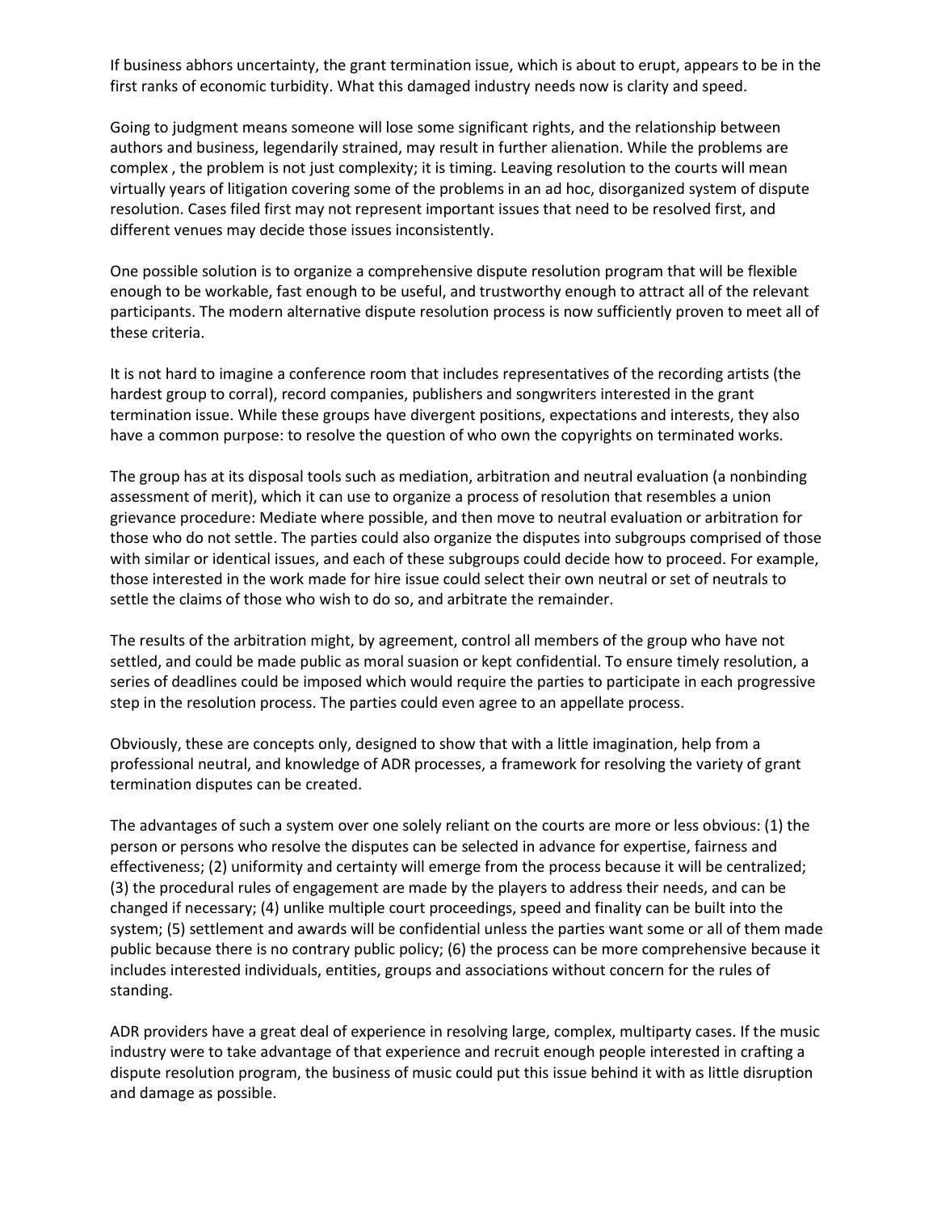If business abhors uncertainty, the grant termination issue, which is about to erupt, appears to be in the first ranks of economic turbidity. What this damaged industry needs now is clarity and speed.

Going to judgment means someone will lose some significant rights, and the relationship between authors and business, legendarily strained, may result in further alienation. While the problems are complex , the problem is not just complexity; it is timing. Leaving resolution to the courts will mean virtually years of litigation covering some of the problems in an ad hoc, disorganized system of dispute resolution. Cases filed first may not represent important issues that need to be resolved first, and different venues may decide those issues inconsistently.

One possible solution is to organize a comprehensive dispute resolution program that will be flexible enough to be workable, fast enough to be useful, and trustworthy enough to attract all of the relevant participants. The modern alternative dispute resolution process is now sufficiently proven to meet all of these criteria.

It is not hard to imagine a conference room that includes representatives of the recording artists (the hardest group to corral), record companies, publishers and songwriters interested in the grant termination issue. While these groups have divergent positions, expectations and interests, they also have a common purpose: to resolve the question of who own the copyrights on terminated works.

The group has at its disposal tools such as mediation, arbitration and neutral evaluation (a nonbinding assessment of merit), which it can use to organize a process of resolution that resembles a union grievance procedure: Mediate where possible, and then move to neutral evaluation or arbitration for those who do not settle. The parties could also organize the disputes into subgroups comprised of those with similar or identical issues, and each of these subgroups could decide how to proceed. For example, those interested in the work made for hire issue could select their own neutral or set of neutrals to settle the claims of those who wish to do so, and arbitrate the remainder.

The results of the arbitration might, by agreement, control all members of the group who have not settled, and could be made public as moral suasion or kept confidential. To ensure timely resolution, a series of deadlines could be imposed which would require the parties to participate in each progressive step in the resolution process. The parties could even agree to an appellate process.

Obviously, these are concepts only, designed to show that with a little imagination, help from a professional neutral, and knowledge of ADR processes, a framework for resolving the variety of grant termination disputes can be created.

The advantages of such a system over one solely reliant on the courts are more or less obvious: (1) the person or persons who resolve the disputes can be selected in advance for expertise, fairness and effectiveness; (2) uniformity and certainty will emerge from the process because it will be centralized; (3) the procedural rules of engagement are made by the players to address their needs, and can be changed if necessary; (4) unlike multiple court proceedings, speed and finality can be built into the system; (5) settlement and awards will be confidential unless the parties want some or all of them made public because there is no contrary public policy; (6) the process can be more comprehensive because it includes interested individuals, entities, groups and associations without concern for the rules of standing.

ADR providers have a great deal of experience in resolving large, complex, multiparty cases. If the music industry were to take advantage of that experience and recruit enough people interested in crafting a dispute resolution program, the business of music could put this issue behind it with as little disruption and damage as possible.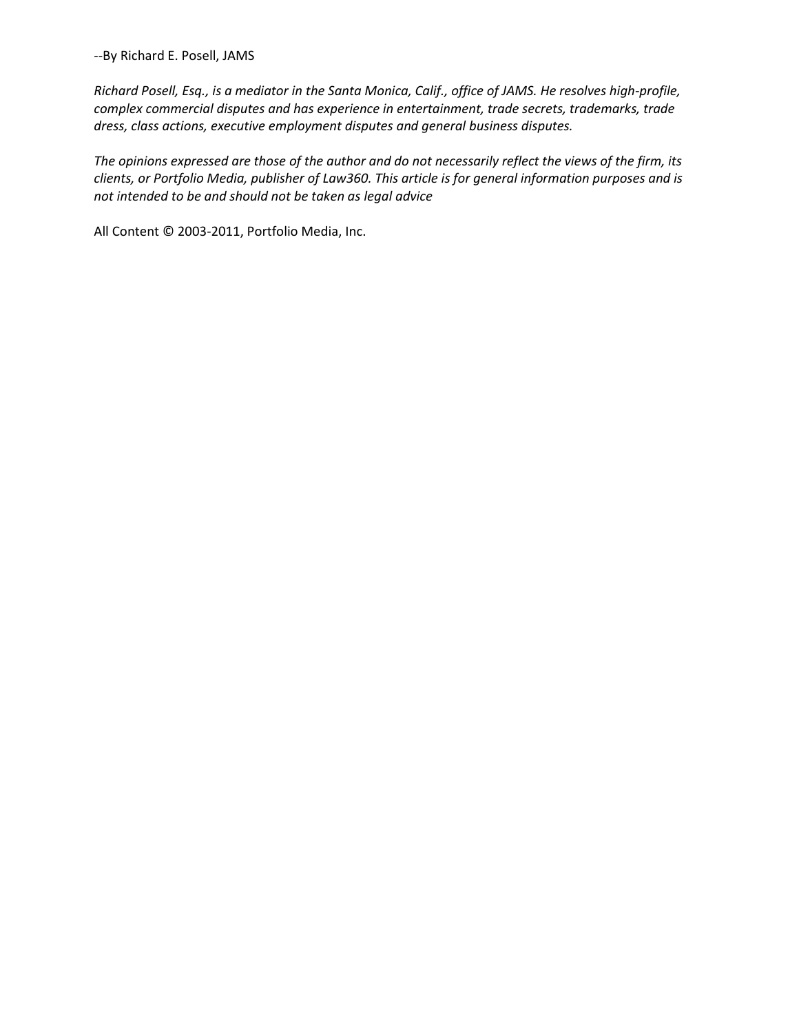--By Richard E. Posell, JAMS

*Richard Posell, Esq., is a mediator in the Santa Monica, Calif., office of JAMS. He resolves high-profile, complex commercial disputes and has experience in entertainment, trade secrets, trademarks, trade dress, class actions, executive employment disputes and general business disputes.*

*The opinions expressed are those of the author and do not necessarily reflect the views of the firm, its clients, or Portfolio Media, publisher of Law360. This article is for general information purposes and is not intended to be and should not be taken as legal advice*

All Content © 2003-2011, Portfolio Media, Inc.